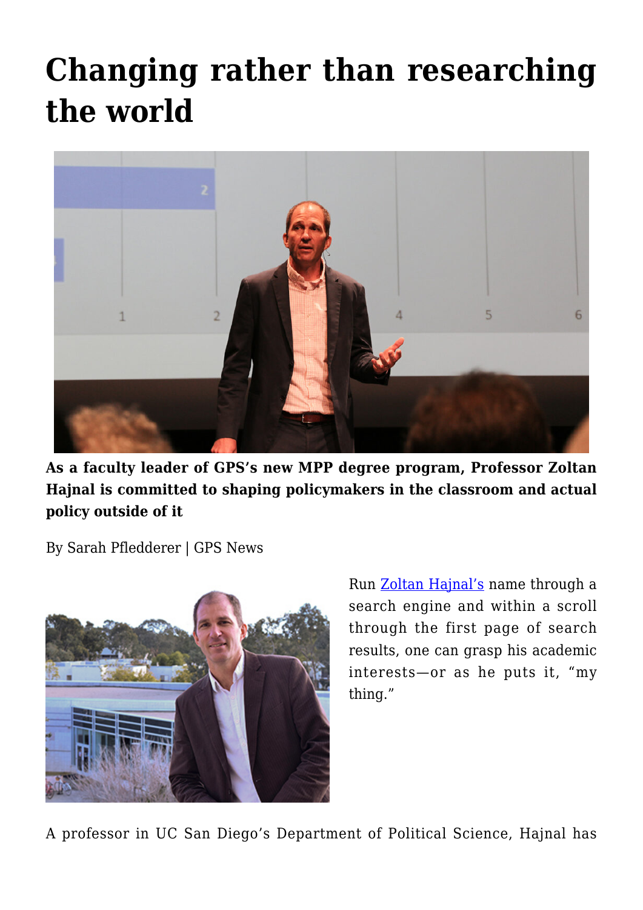# Changing rather than researching the world

**As a faculty leader of GPS's new MPP degree program, Professor Zoltan Hajnal is committed to shaping policymakers in the classroom and actual policy outside of it**

By Sarah Pfledderer | GPS News

Run [Zoltan Hajnal's](Zoltan Hajnal's) name through a search engine and within a scroll through the first page of search results, one can grasp his academic interests—or as he puts it, "my thing."

A professor in UC San Diego's Department of Political Science, Hajnal has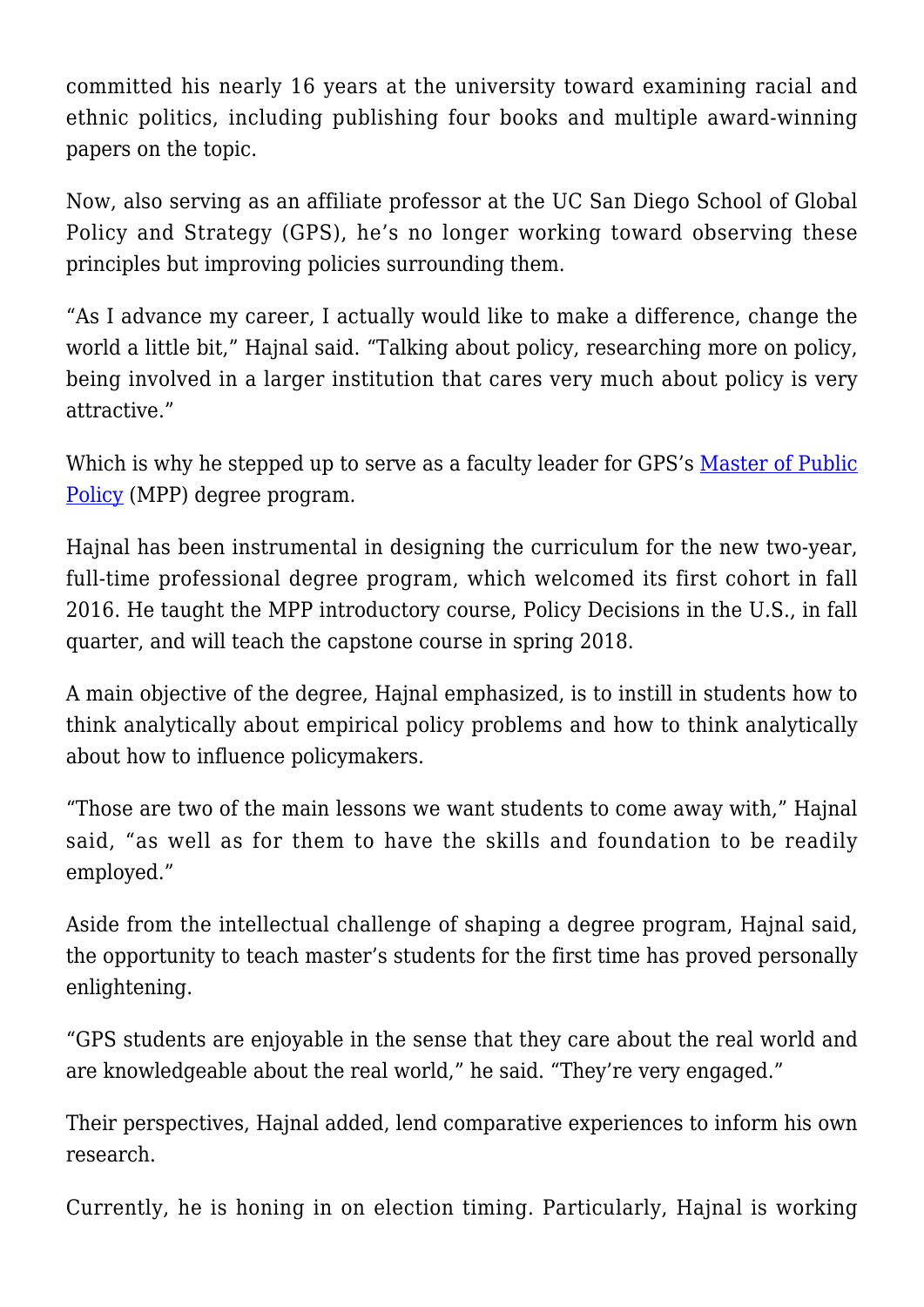committed his nearly 16 years at the university toward examining racial and ethnic politics, including publishing four books and multiple award-winning papers on the topic.

Now, also serving as an affiliate professor at the UC San Diego School of Global Policy and Strategy (GPS), he's no longer working toward observing these principles but improving policies surrounding them.

"As I advance my career, I actually would like to make a difference, change the world a little bit," Hajnal said. "Talking about policy, researching more on policy, being involved in a larger institution that cares very much about policy is very attractive."

Which is why he stepped up to serve as a faculty leader for GPS's [Master of Public Policy](#) (MPP) degree program.

Hajnal has been instrumental in designing the curriculum for the new two-year, full-time professional degree program, which welcomed its first cohort in fall 2016. He taught the MPP introductory course, Policy Decisions in the U.S., in fall quarter, and will teach the capstone course in spring 2018.

A main objective of the degree, Hajnal emphasized, is to instill in students how to think analytically about empirical policy problems and how to think analytically about how to influence policymakers.

"Those are two of the main lessons we want students to come away with," Hajnal said, "as well as for them to have the skills and foundation to be readily employed."

Aside from the intellectual challenge of shaping a degree program, Hajnal said, the opportunity to teach master's students for the first time has proved personally enlightening.

"GPS students are enjoyable in the sense that they care about the real world and are knowledgeable about the real world," he said. "They're very engaged."

Their perspectives, Hajnal added, lend comparative experiences to inform his own research.

Currently, he is honing in on election timing. Particularly, Hajnal is working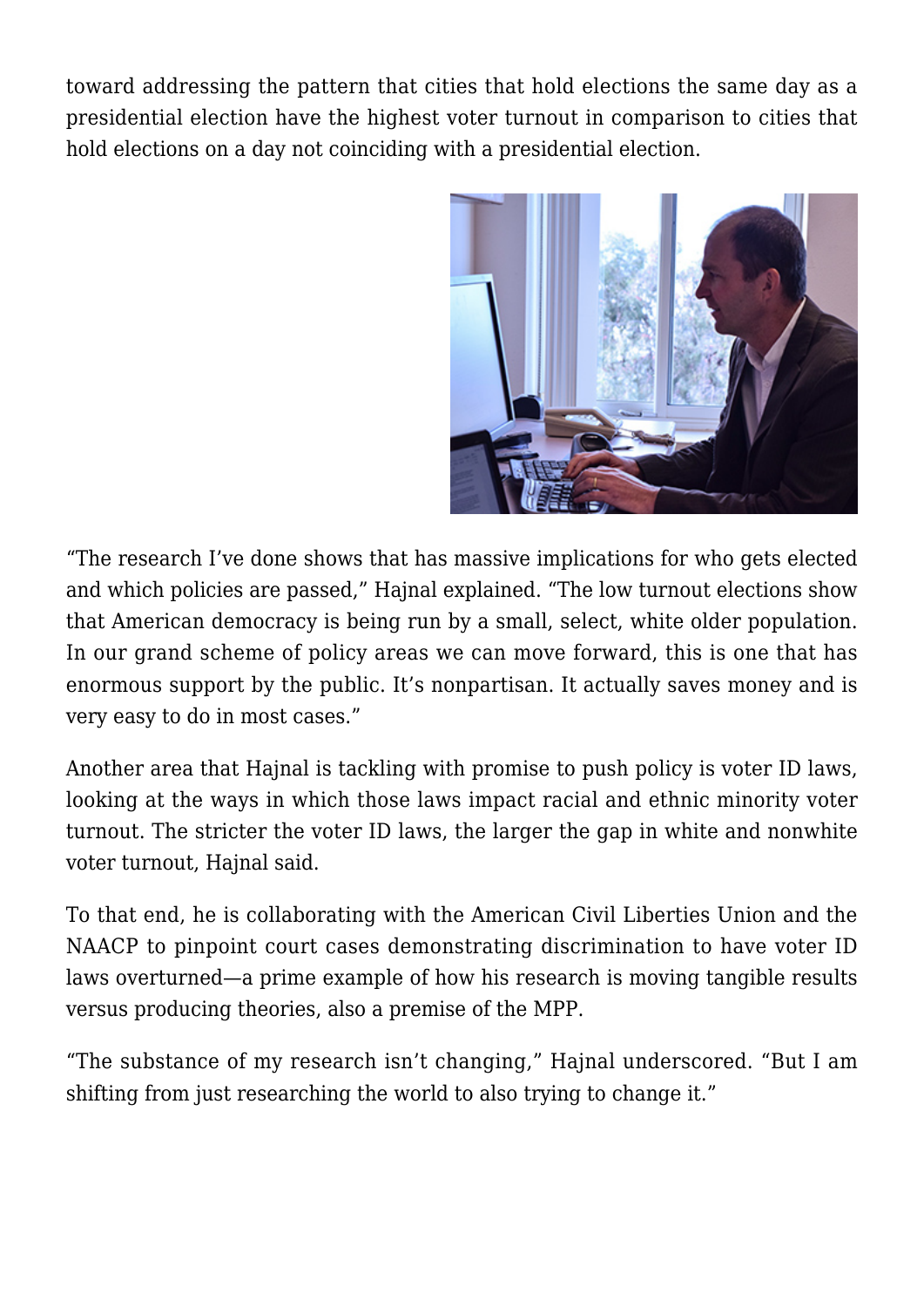toward addressing the pattern that cities that hold elections the same day as a presidential election have the highest voter turnout in comparison to cities that hold elections on a day not coinciding with a presidential election.

"The research I've done shows that has massive implications for who gets elected and which policies are passed," Hajnal explained. "The low turnout elections show that American democracy is being run by a small, select, white older population. In our grand scheme of policy areas we can move forward, this is one that has enormous support by the public. It's nonpartisan. It actually saves money and is very easy to do in most cases."

Another area that Hajnal is tackling with promise to push policy is voter ID laws, looking at the ways in which those laws impact racial and ethnic minority voter turnout. The stricter the voter ID laws, the larger the gap in white and nonwhite voter turnout, Hajnal said.

To that end, he is collaborating with the American Civil Liberties Union and the NAACP to pinpoint court cases demonstrating discrimination to have voter ID laws overturned—a prime example of how his research is moving tangible results versus producing theories, also a premise of the MPP.

"The substance of my research isn't changing," Hajnal underscored. "But I am shifting from just researching the world to also trying to change it."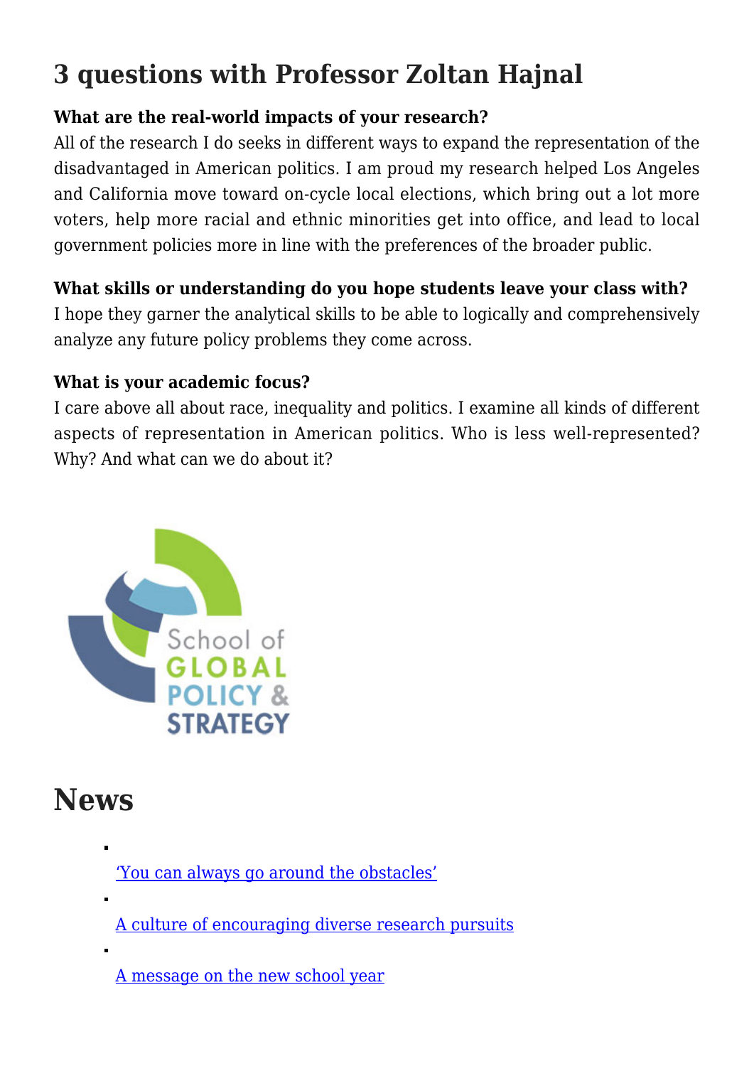## 3 questions with Professor Zoltan Hajnal

**What are the real-world impacts of your research?**
All of the research I do seeks in different ways to expand the representation of the disadvantaged in American politics. I am proud my research helped Los Angeles and California move toward on-cycle local elections, which bring out a lot more voters, help more racial and ethnic minorities get into office, and lead to local government policies more in line with the preferences of the broader public.

**What skills or understanding do you hope students leave your class with?**
I hope they garner the analytical skills to be able to logically and comprehensively analyze any future policy problems they come across.

**What is your academic focus?**
I care above all about race, inequality and politics. I examine all kinds of different aspects of representation in American politics. Who is less well-represented? Why? And what can we do about it?

School of GLOBAL POLICY & STRATEGY

# News

- 'You can always go around the obstacles'
- A culture of encouraging diverse research pursuits
- A message on the new school year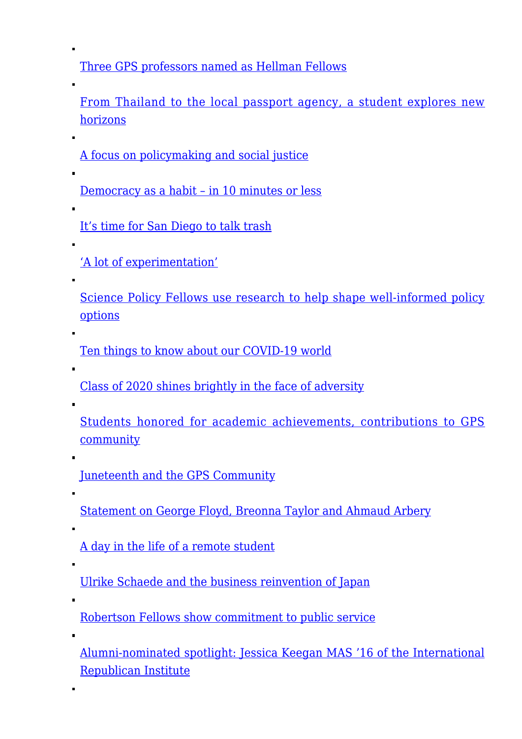- Three GPS professors named as Hellman Fellows
- From Thailand to the local passport agency, a student explores new horizons
- A focus on policymaking and social justice
- Democracy as a habit – in 10 minutes or less
- It's time for San Diego to talk trash
- 'A lot of experimentation'
- Science Policy Fellows use research to help shape well-informed policy options
- Ten things to know about our COVID-19 world
- Class of 2020 shines brightly in the face of adversity
- Students honored for academic achievements, contributions to GPS community
- Juneteenth and the GPS Community
- Statement on George Floyd, Breonna Taylor and Ahmaud Arbery
- A day in the life of a remote student
- Ulrike Schaede and the business reinvention of Japan
- Robertson Fellows show commitment to public service
- Alumni-nominated spotlight: Jessica Keegan MAS '16 of the International Republican Institute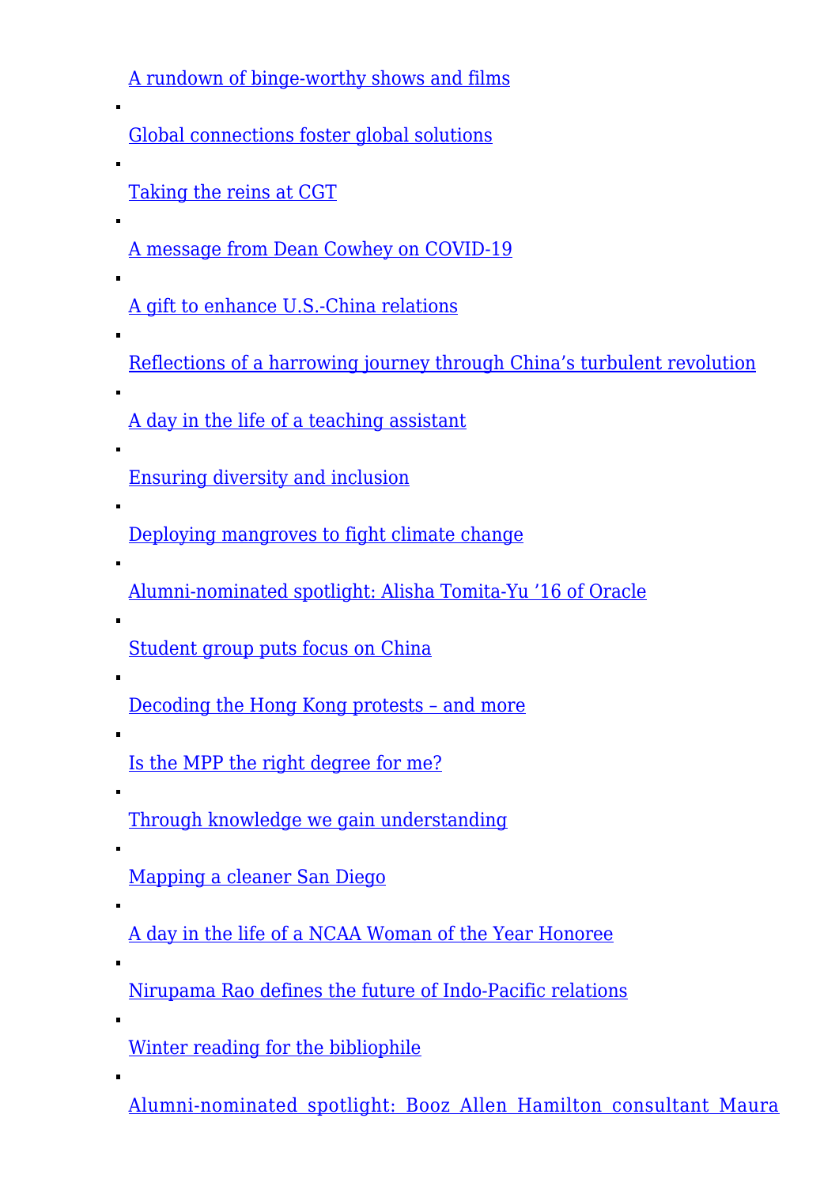- A rundown of binge-worthy shows and films
- Global connections foster global solutions
- Taking the reins at CGT
- A message from Dean Cowhey on COVID-19
- A gift to enhance U.S.-China relations
- Reflections of a harrowing journey through China's turbulent revolution
- A day in the life of a teaching assistant
- Ensuring diversity and inclusion
- Deploying mangroves to fight climate change
- Alumni-nominated spotlight: Alisha Tomita-Yu '16 of Oracle
- Student group puts focus on China
- Decoding the Hong Kong protests – and more
- Is the MPP the right degree for me?
- Through knowledge we gain understanding
- Mapping a cleaner San Diego
- A day in the life of a NCAA Woman of the Year Honoree
- Nirupama Rao defines the future of Indo-Pacific relations
- Winter reading for the bibliophile
- Alumni-nominated spotlight: Booz Allen Hamilton consultant Maura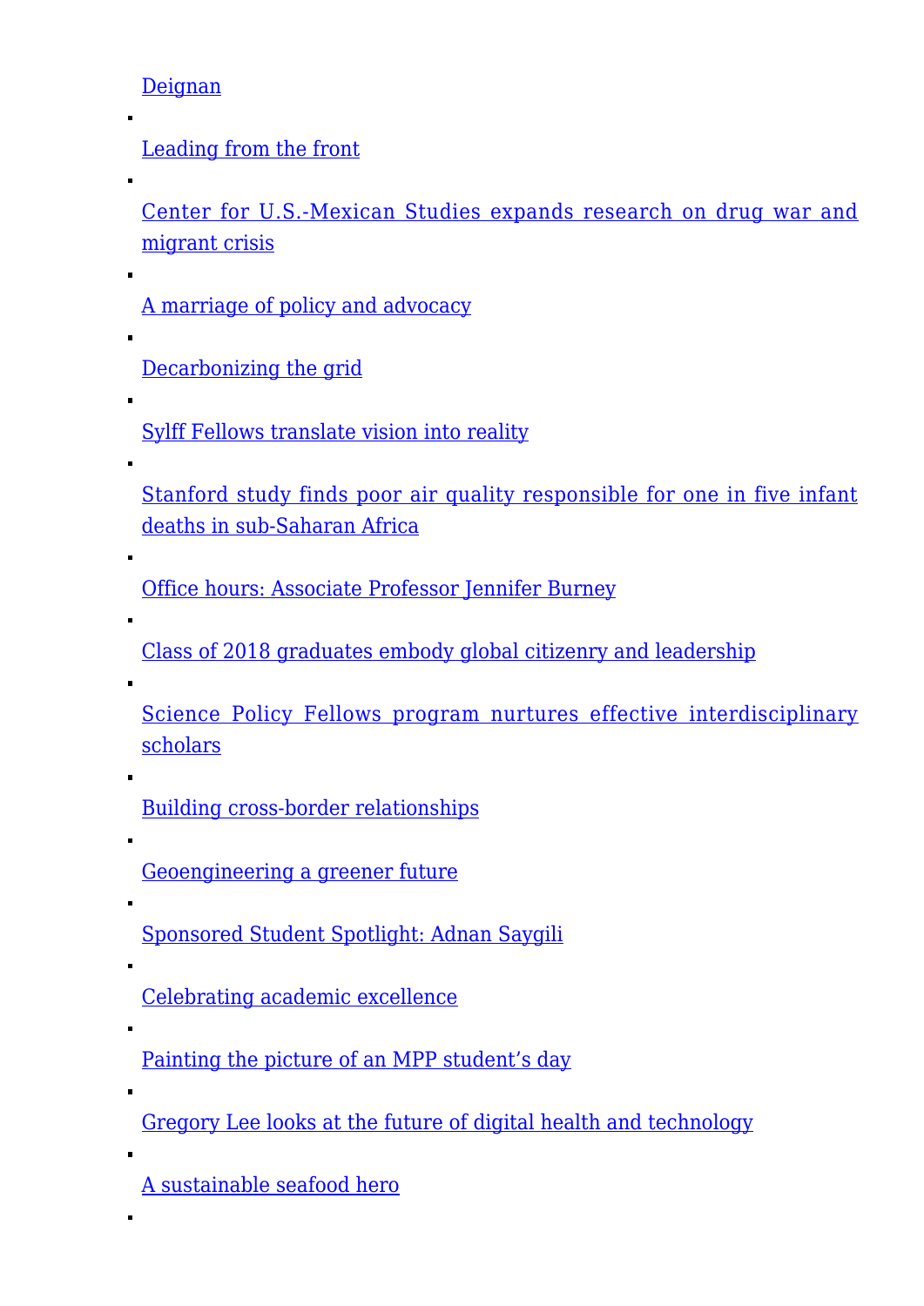Deignan

- Leading from the front
- Center for U.S.-Mexican Studies expands research on drug war and migrant crisis
- A marriage of policy and advocacy
- Decarbonizing the grid
- Sylff Fellows translate vision into reality
- Stanford study finds poor air quality responsible for one in five infant deaths in sub-Saharan Africa
- Office hours: Associate Professor Jennifer Burney
- Class of 2018 graduates embody global citizenry and leadership
- Science Policy Fellows program nurtures effective interdisciplinary scholars
- Building cross-border relationships
- Geoengineering a greener future
- Sponsored Student Spotlight: Adnan Saygili
- Celebrating academic excellence
- Painting the picture of an MPP student's day
- Gregory Lee looks at the future of digital health and technology
- A sustainable seafood hero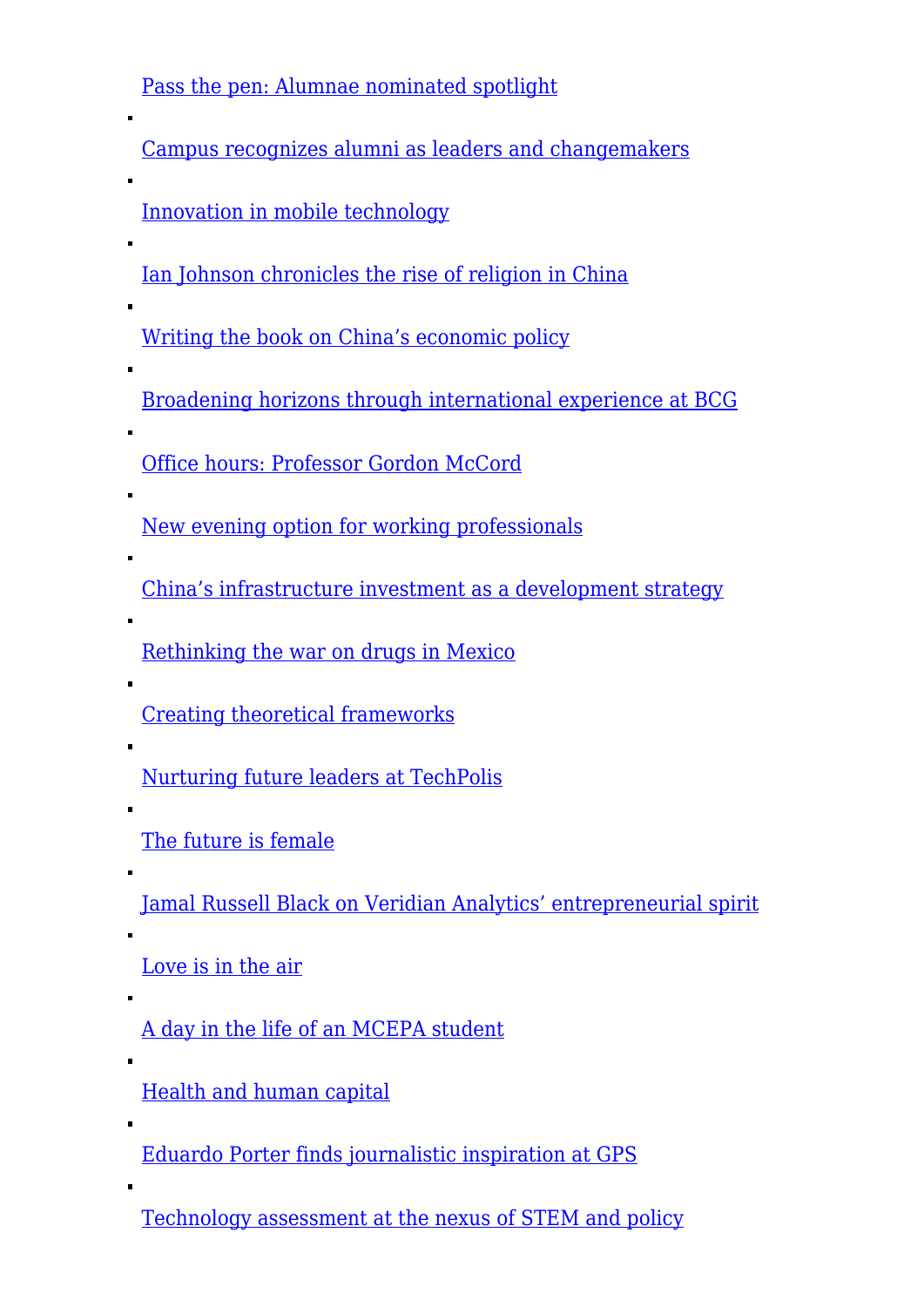- Pass the pen: Alumnae nominated spotlight
- Campus recognizes alumni as leaders and changemakers
- Innovation in mobile technology
- Ian Johnson chronicles the rise of religion in China
- Writing the book on China's economic policy
- Broadening horizons through international experience at BCG
- Office hours: Professor Gordon McCord
- New evening option for working professionals
- China's infrastructure investment as a development strategy
- Rethinking the war on drugs in Mexico
- Creating theoretical frameworks
- Nurturing future leaders at TechPolis
- The future is female
- Jamal Russell Black on Veridian Analytics' entrepreneurial spirit
- Love is in the air
- A day in the life of an MCEPA student
- Health and human capital
- Eduardo Porter finds journalistic inspiration at GPS
- Technology assessment at the nexus of STEM and policy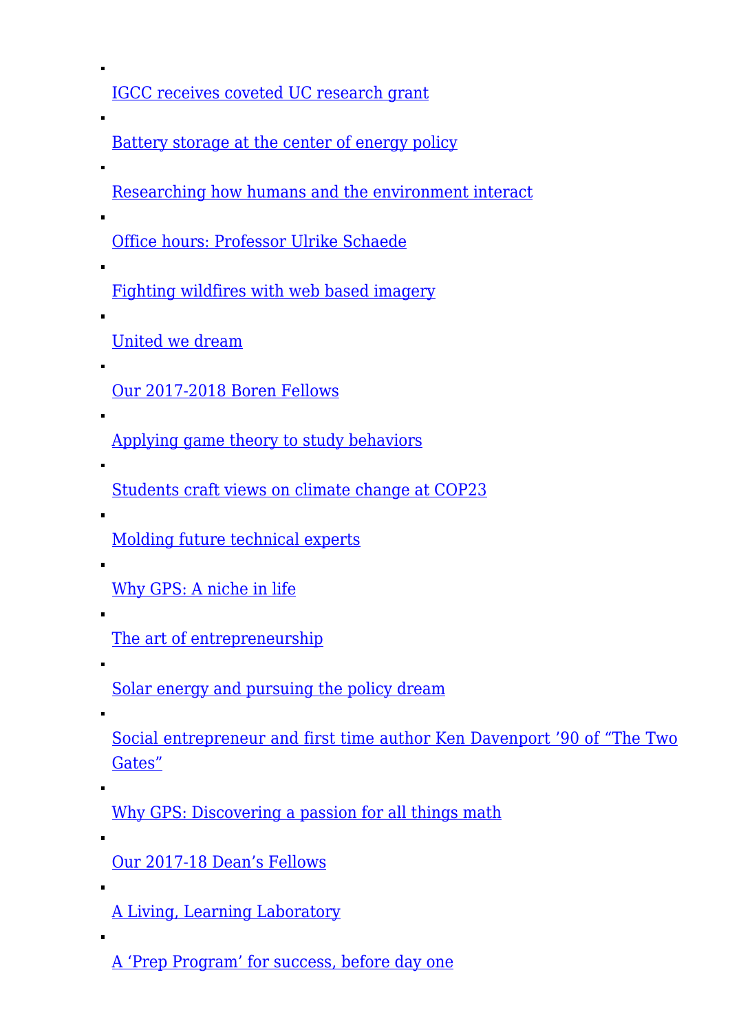- IGCC receives coveted UC research grant
- Battery storage at the center of energy policy
- Researching how humans and the environment interact
- Office hours: Professor Ulrike Schaede
- Fighting wildfires with web based imagery
- United we dream
- Our 2017-2018 Boren Fellows
- Applying game theory to study behaviors
- Students craft views on climate change at COP23
- Molding future technical experts
- Why GPS: A niche in life
- The art of entrepreneurship
- Solar energy and pursuing the policy dream
- Social entrepreneur and first time author Ken Davenport ’90 of “The Two Gates”
- Why GPS: Discovering a passion for all things math
- Our 2017-18 Dean’s Fellows
- A Living, Learning Laboratory
- A ‘Prep Program’ for success, before day one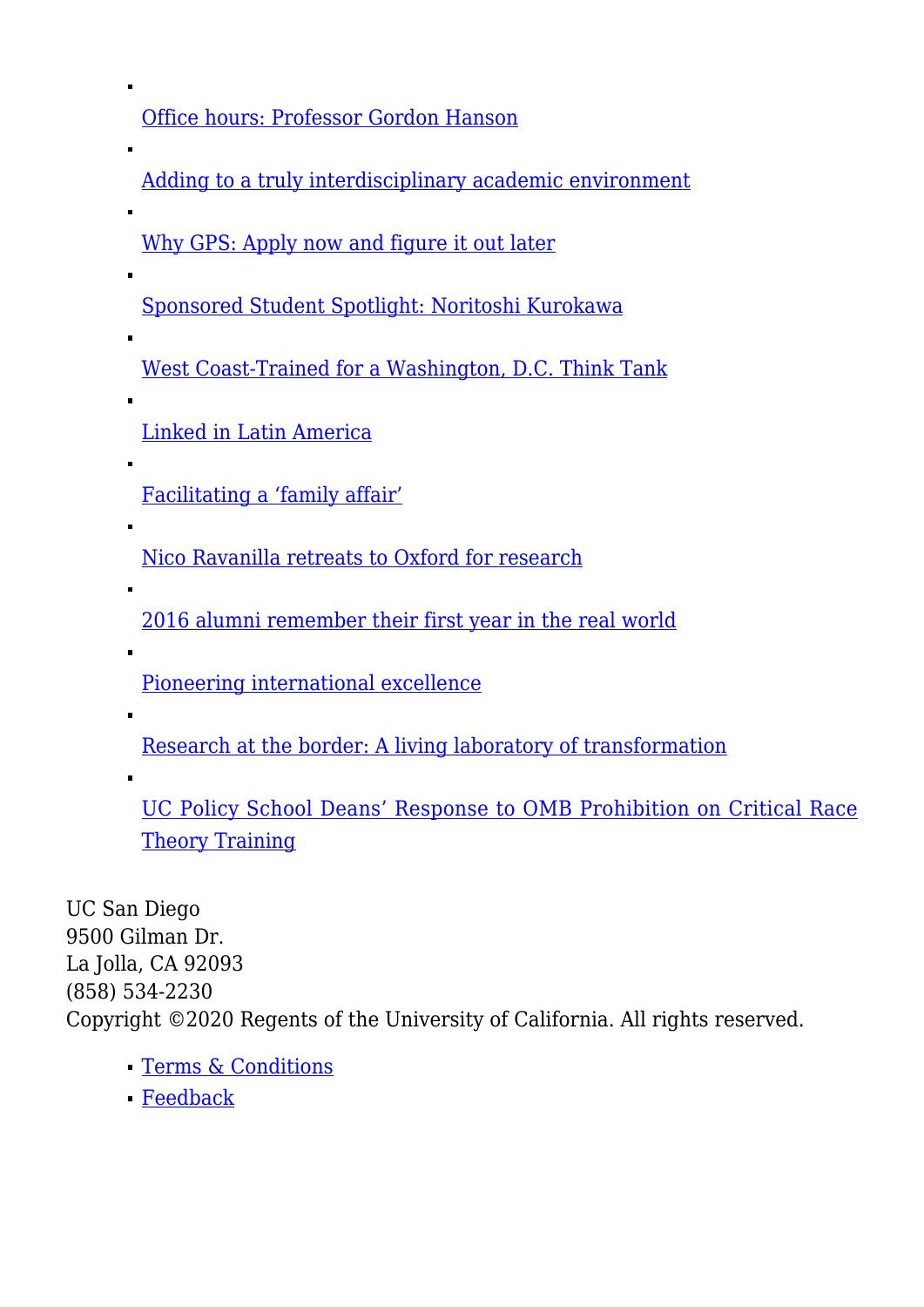- Office hours: Professor Gordon Hanson
- Adding to a truly interdisciplinary academic environment
- Why GPS: Apply now and figure it out later
- Sponsored Student Spotlight: Noritoshi Kurokawa
- West Coast-Trained for a Washington, D.C. Think Tank
- Linked in Latin America
- Facilitating a 'family affair'
- Nico Ravanilla retreats to Oxford for research
- 2016 alumni remember their first year in the real world
- Pioneering international excellence
- Research at the border: A living laboratory of transformation
- UC Policy School Deans' Response to OMB Prohibition on Critical Race Theory Training

UC San Diego
9500 Gilman Dr.
La Jolla, CA 92093
(858) 534-2230
Copyright ©2020 Regents of the University of California. All rights reserved.

- Terms & Conditions
- Feedback